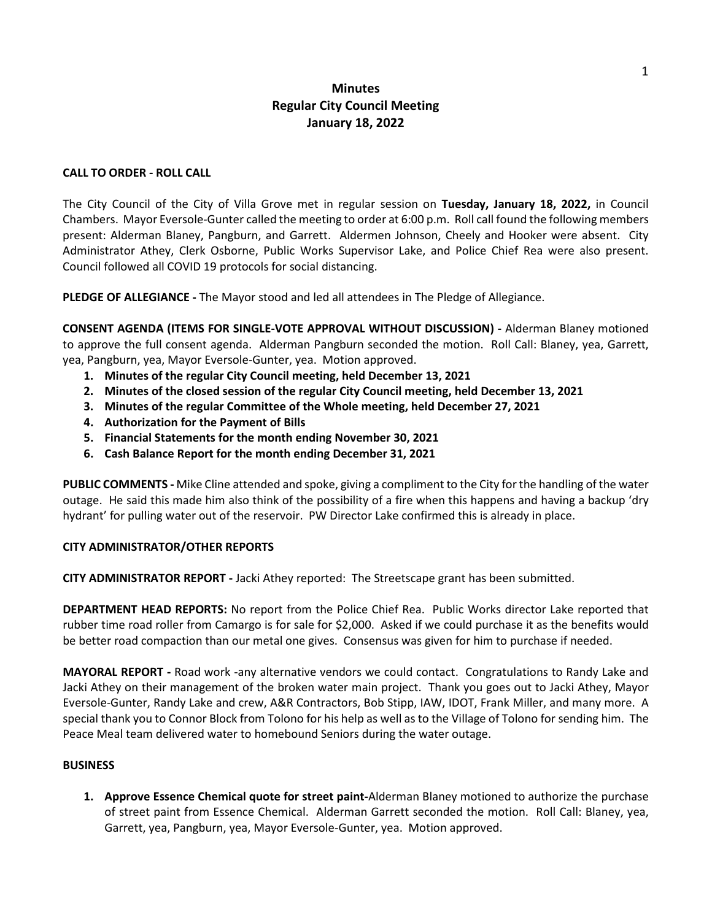# Minutes
## Regular City Council Meeting
## January 18, 2022

**CALL TO ORDER - ROLL CALL**

The City Council of the City of Villa Grove met in regular session on **Tuesday, January 18, 2022,** in Council Chambers. Mayor Eversole-Gunter called the meeting to order at 6:00 p.m. Roll call found the following members present: Alderman Blaney, Pangburn, and Garrett. Aldermen Johnson, Cheely and Hooker were absent. City Administrator Athey, Clerk Osborne, Public Works Supervisor Lake, and Police Chief Rea were also present. Council followed all COVID 19 protocols for social distancing.

**PLEDGE OF ALLEGIANCE -** The Mayor stood and led all attendees in The Pledge of Allegiance.

**CONSENT AGENDA (ITEMS FOR SINGLE-VOTE APPROVAL WITHOUT DISCUSSION) -** Alderman Blaney motioned to approve the full consent agenda. Alderman Pangburn seconded the motion. Roll Call: Blaney, yea, Garrett, yea, Pangburn, yea, Mayor Eversole-Gunter, yea. Motion approved.

1. **Minutes of the regular City Council meeting, held December 13, 2021**
2. **Minutes of the closed session of the regular City Council meeting, held December 13, 2021**
3. **Minutes of the regular Committee of the Whole meeting, held December 27, 2021**
4. **Authorization for the Payment of Bills**
5. **Financial Statements for the month ending November 30, 2021**
6. **Cash Balance Report for the month ending December 31, 2021**

**PUBLIC COMMENTS -** Mike Cline attended and spoke, giving a compliment to the City for the handling of the water outage. He said this made him also think of the possibility of a fire when this happens and having a backup 'dry hydrant' for pulling water out of the reservoir. PW Director Lake confirmed this is already in place.

**CITY ADMINISTRATOR/OTHER REPORTS**

**CITY ADMINISTRATOR REPORT -** Jacki Athey reported: The Streetscape grant has been submitted.

**DEPARTMENT HEAD REPORTS:** No report from the Police Chief Rea. Public Works director Lake reported that rubber time road roller from Camargo is for sale for $2,000. Asked if we could purchase it as the benefits would be better road compaction than our metal one gives. Consensus was given for him to purchase if needed.

**MAYORAL REPORT -** Road work -any alternative vendors we could contact. Congratulations to Randy Lake and Jacki Athey on their management of the broken water main project. Thank you goes out to Jacki Athey, Mayor Eversole-Gunter, Randy Lake and crew, A&R Contractors, Bob Stipp, IAW, IDOT, Frank Miller, and many more. A special thank you to Connor Block from Tolono for his help as well as to the Village of Tolono for sending him. The Peace Meal team delivered water to homebound Seniors during the water outage.

**BUSINESS**

1. **Approve Essence Chemical quote for street paint-**Alderman Blaney motioned to authorize the purchase of street paint from Essence Chemical. Alderman Garrett seconded the motion. Roll Call: Blaney, yea, Garrett, yea, Pangburn, yea, Mayor Eversole-Gunter, yea. Motion approved.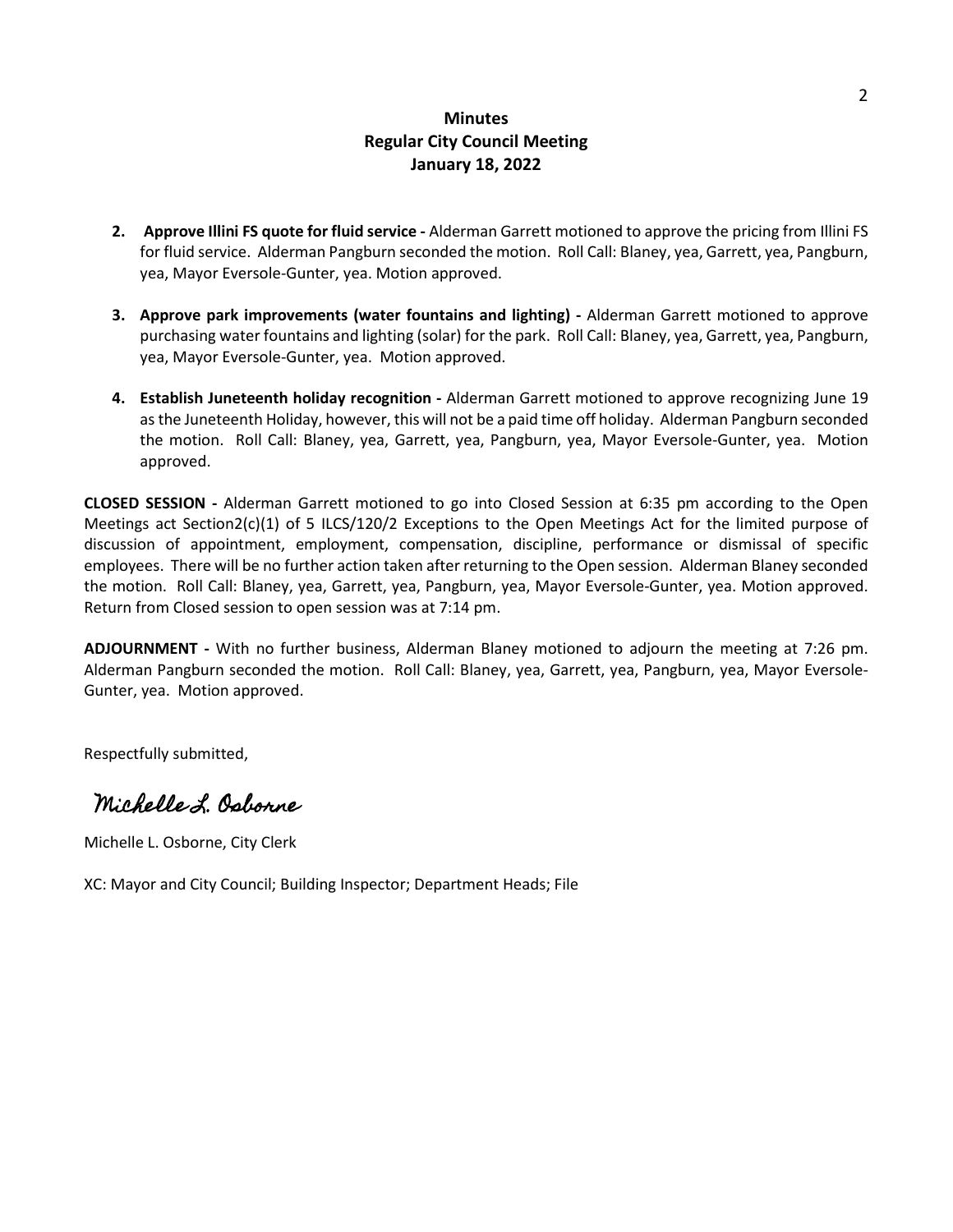**Minutes**
**Regular City Council Meeting**
**January 18, 2022**

2. **Approve Illini FS quote for fluid service -** Alderman Garrett motioned to approve the pricing from Illini FS for fluid service. Alderman Pangburn seconded the motion. Roll Call: Blaney, yea, Garrett, yea, Pangburn, yea, Mayor Eversole-Gunter, yea. Motion approved.

3. **Approve park improvements (water fountains and lighting) -** Alderman Garrett motioned to approve purchasing water fountains and lighting (solar) for the park. Roll Call: Blaney, yea, Garrett, yea, Pangburn, yea, Mayor Eversole-Gunter, yea. Motion approved.

4. **Establish Juneteenth holiday recognition -** Alderman Garrett motioned to approve recognizing June 19 as the Juneteenth Holiday, however, this will not be a paid time off holiday. Alderman Pangburn seconded the motion. Roll Call: Blaney, yea, Garrett, yea, Pangburn, yea, Mayor Eversole-Gunter, yea. Motion approved.

**CLOSED SESSION -** Alderman Garrett motioned to go into Closed Session at 6:35 pm according to the Open Meetings act Section2(c)(1) of 5 ILCS/120/2 Exceptions to the Open Meetings Act for the limited purpose of discussion of appointment, employment, compensation, discipline, performance or dismissal of specific employees. There will be no further action taken after returning to the Open session. Alderman Blaney seconded the motion. Roll Call: Blaney, yea, Garrett, yea, Pangburn, yea, Mayor Eversole-Gunter, yea. Motion approved. Return from Closed session to open session was at 7:14 pm.

**ADJOURNMENT -** With no further business, Alderman Blaney motioned to adjourn the meeting at 7:26 pm. Alderman Pangburn seconded the motion. Roll Call: Blaney, yea, Garrett, yea, Pangburn, yea, Mayor Eversole-Gunter, yea. Motion approved.

Respectfully submitted,

*Michelle L. Osborne*

Michelle L. Osborne, City Clerk

XC: Mayor and City Council; Building Inspector; Department Heads; File